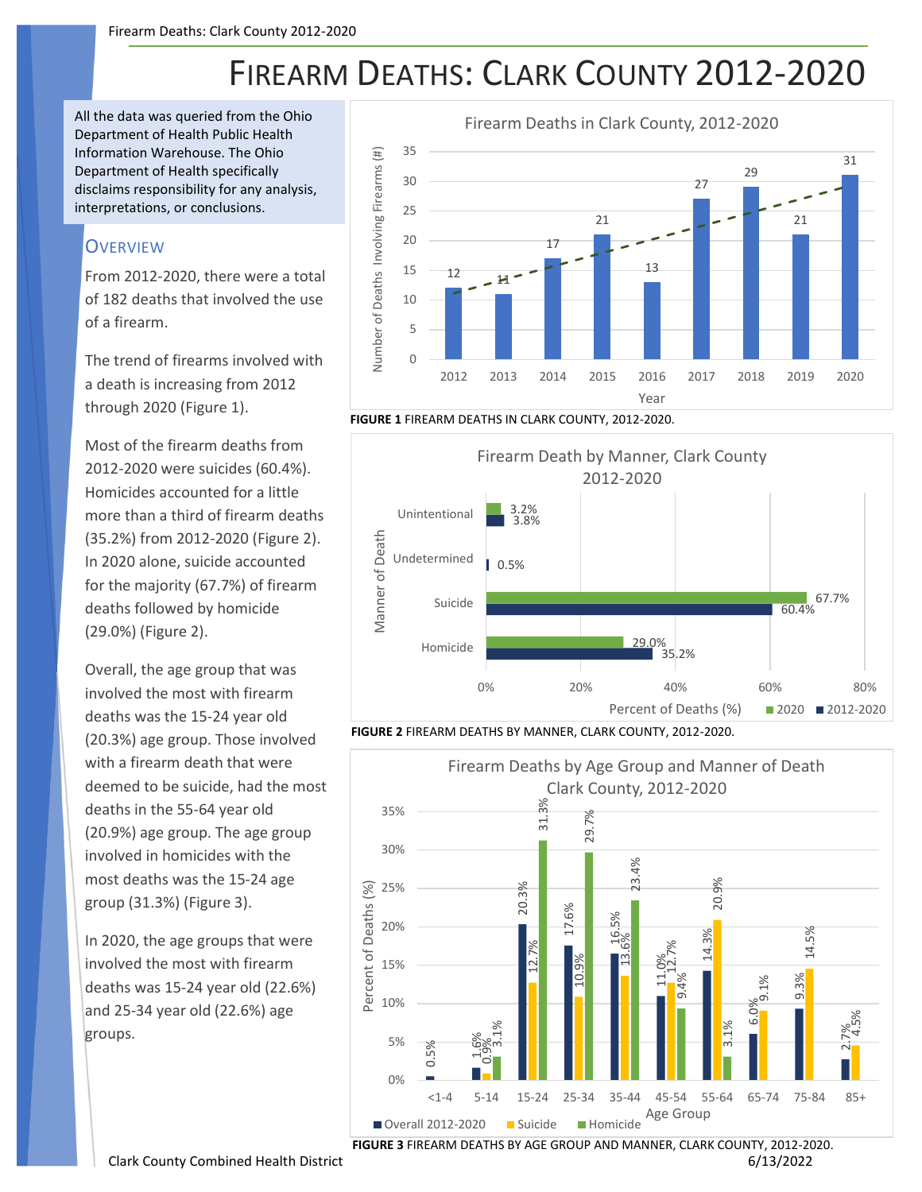# Firearm Deaths: Clark County 2012-2020

All the data was queried from the Ohio Department of Health Public Health Information Warehouse. The Ohio Department of Health specifically disclaims responsibility for any analysis, interpretations, or conclusions.

## Overview

From 2012-2020, there were a total of 182 deaths that involved the use of a firearm.

The trend of firearms involved with a death is increasing from 2012 through 2020 (Figure 1).

Most of the firearm deaths from 2012-2020 were suicides (60.4%). Homicides accounted for a little more than a third of firearm deaths (35.2%) from 2012-2020 (Figure 2). In 2020 alone, suicide accounted for the majority (67.7%) of firearm deaths followed by homicide (29.0%) (Figure 2).

Overall, the age group that was involved the most with firearm deaths was the 15-24 year old (20.3%) age group. Those involved with a firearm death that were deemed to be suicide, had the most deaths in the 55-64 year old (20.9%) age group. The age group involved in homicides with the most deaths was the 15-24 age group (31.3%) (Figure 3).

In 2020, the age groups that were involved the most with firearm deaths was 15-24 year old (22.6%) and 25-34 year old (22.6%) age groups.

**Firearm Deaths in Clark County, 2012-2020**

| Year | Number of Deaths Involving Firearms (#) |
|---|---|
| 2012 | 12 |
| 2013 | 11 |
| 2014 | 17 |
| 2015 | 21 |
| 2016 | 13 |
| 2017 | 27 |
| 2018 | 29 |
| 2019 | 21 |
| 2020 | 31 |

**FIGURE 1** FIREARM DEATHS IN CLARK COUNTY, 2012-2020.

**Firearm Death by Manner, Clark County 2012-2020**

| Manner of Death | 2020 | 2012-2020 |
|---|---|---|
| Unintentional | 3.2% | 3.8% |
| Undetermined | | 0.5% |
| Suicide | 67.7% | 60.4% |
| Homicide | 29.0% | 35.2% |

**FIGURE 2** FIREARM DEATHS BY MANNER, CLARK COUNTY, 2012-2020.

**Firearm Deaths by Age Group and Manner of Death Clark County, 2012-2020**

| Age Group | Overall 2012-2020 | Suicide | Homicide |
|---|---|---|---|
| <1-4 | 0.5% | | |
| 5-14 | 1.6% | 0.9% | 3.1% |
| 15-24 | 20.3% | 12.7% | 31.3% |
| 25-34 | 17.6% | 10.9% | 29.7% |
| 35-44 | 16.5% | 13.6% | 23.4% |
| 45-54 | 11.0% | 12.7% | 9.4% |
| 55-64 | 14.3% | 20.9% | 3.1% |
| 65-74 | 6.0% | 9.1% | |
| 75-84 | 9.3% | 14.5% | |
| 85+ | 2.7% | 4.5% | |

**FIGURE 3** FIREARM DEATHS BY AGE GROUP AND MANNER, CLARK COUNTY, 2012-2020.

Clark County Combined Health District 6/13/2022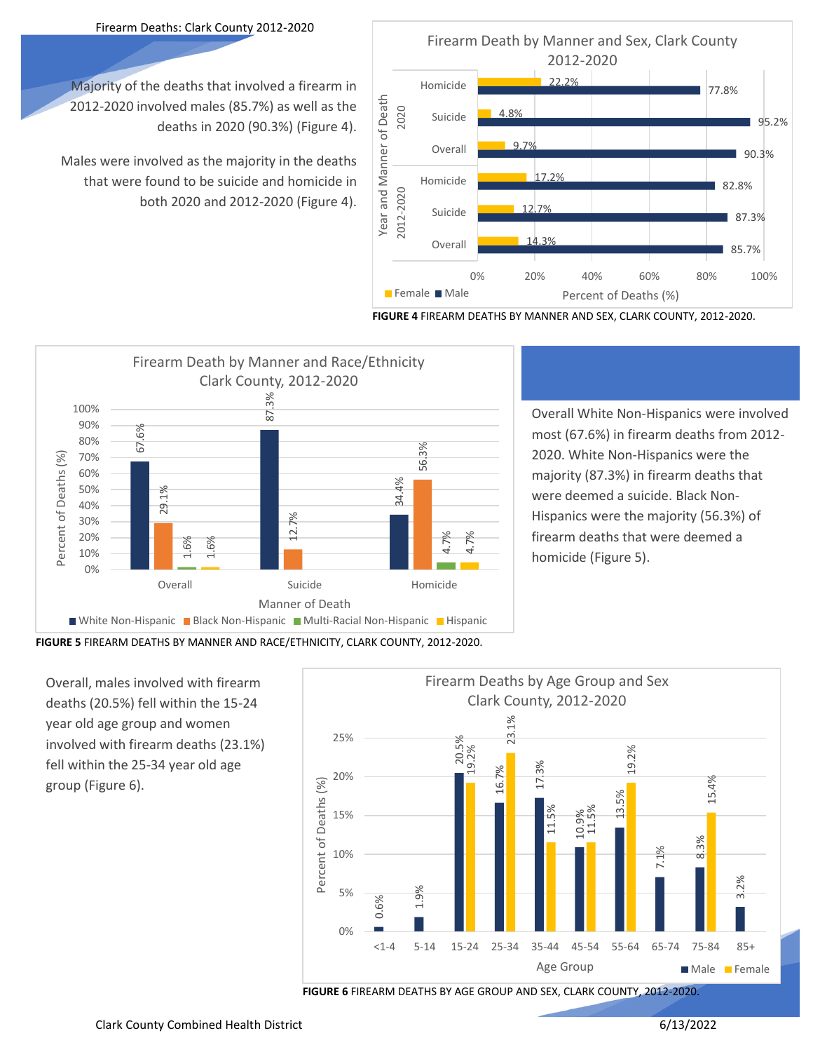Majority of the deaths that involved a firearm in 2012-2020 involved males (85.7%) as well as the deaths in 2020 (90.3%) (Figure 4).

Males were involved as the majority in the deaths that were found to be suicide and homicide in both 2020 and 2012-2020 (Figure 4).

Firearm Death by Manner and Sex, Clark County 2012-2020

Year and Manner of Death

2020: Homicide 22.2% 77.8%; Suicide 4.8% 95.2%; Overall 9.7% 90.3%

2012-2020: Homicide 17.2% 82.8%; Suicide 12.7% 87.3%; Overall 14.3% 85.7%

0% 20% 40% 60% 80% 100%

Percent of Deaths (%)

Female Male

**FIGURE 4** FIREARM DEATHS BY MANNER AND SEX, CLARK COUNTY, 2012-2020.

Firearm Death by Manner and Race/Ethnicity Clark County, 2012-2020

Percent of Deaths (%)

100% 90% 80% 70% 60% 50% 40% 30% 20% 10% 0%

Overall: 67.6% 29.1% 1.6% 1.6%

Suicide: 87.3% 12.7%

Homicide: 34.4% 56.3% 4.7% 4.7%

Manner of Death

White Non-Hispanic Black Non-Hispanic Multi-Racial Non-Hispanic Hispanic

**FIGURE 5** FIREARM DEATHS BY MANNER AND RACE/ETHNICITY, CLARK COUNTY, 2012-2020.

Overall White Non-Hispanics were involved most (67.6%) in firearm deaths from 2012-2020. White Non-Hispanics were the majority (87.3%) in firearm deaths that were deemed a suicide. Black Non-Hispanics were the majority (56.3%) of firearm deaths that were deemed a homicide (Figure 5).

Overall, males involved with firearm deaths (20.5%) fell within the 15-24 year old age group and women involved with firearm deaths (23.1%) fell within the 25-34 year old age group (Figure 6).

Firearm Deaths by Age Group and Sex Clark County, 2012-2020

Percent of Deaths (%)

25% 20% 15% 10% 5% 0%

<1-4: 0.6%

5-14: 1.9%

15-24: 20.5% 19.2%

25-34: 16.7% 23.1%

35-44: 17.3% 11.5%

45-54: 10.9% 11.5%

55-64: 13.5% 19.2%

65-74: 7.1%

75-84: 8.3% 15.4%

85+: 3.2%

Age Group

Male Female

**FIGURE 6** FIREARM DEATHS BY AGE GROUP AND SEX, CLARK COUNTY, 2012-2020.